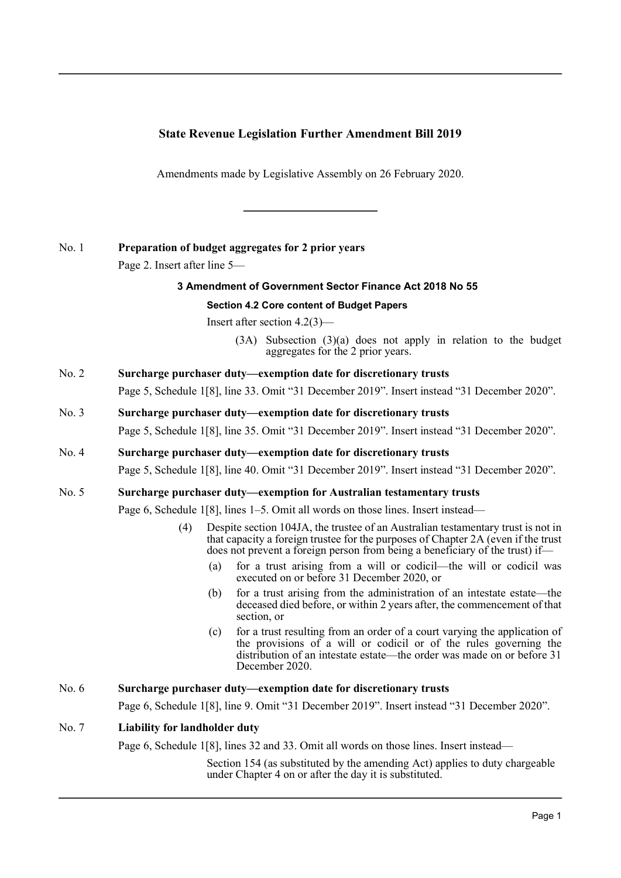# State Revenue Legislation Further Amendment Bill 2019

Amendments made by Legislative Assembly on 26 February 2020.

---

No. 1 **Preparation of budget aggregates for 2 prior years**

Page 2. Insert after line 5—

**3 Amendment of Government Sector Finance Act 2018 No 55**

**Section 4.2 Core content of Budget Papers**

Insert after section 4.2(3)—

> (3A) Subsection (3)(a) does not apply in relation to the budget aggregates for the 2 prior years.

No. 2 **Surcharge purchaser duty—exemption date for discretionary trusts**

Page 5, Schedule 1[8], line 33. Omit "31 December 2019". Insert instead "31 December 2020".

No. 3 **Surcharge purchaser duty—exemption date for discretionary trusts**

Page 5, Schedule 1[8], line 35. Omit "31 December 2019". Insert instead "31 December 2020".

No. 4 **Surcharge purchaser duty—exemption date for discretionary trusts**

Page 5, Schedule 1[8], line 40. Omit "31 December 2019". Insert instead "31 December 2020".

No. 5 **Surcharge purchaser duty—exemption for Australian testamentary trusts**

Page 6, Schedule 1[8], lines 1–5. Omit all words on those lines. Insert instead—

> (4) Despite section 104JA, the trustee of an Australian testamentary trust is not in that capacity a foreign trustee for the purposes of Chapter 2A (even if the trust does not prevent a foreign person from being a beneficiary of the trust) if—
>
> (a) for a trust arising from a will or codicil—the will or codicil was executed on or before 31 December 2020, or
>
> (b) for a trust arising from the administration of an intestate estate—the deceased died before, or within 2 years after, the commencement of that section, or
>
> (c) for a trust resulting from an order of a court varying the application of the provisions of a will or codicil or of the rules governing the distribution of an intestate estate—the order was made on or before 31 December 2020.

No. 6 **Surcharge purchaser duty—exemption date for discretionary trusts**

Page 6, Schedule 1[8], line 9. Omit "31 December 2019". Insert instead "31 December 2020".

No. 7 **Liability for landholder duty**

Page 6, Schedule 1[8], lines 32 and 33. Omit all words on those lines. Insert instead—

> Section 154 (as substituted by the amending Act) applies to duty chargeable under Chapter 4 on or after the day it is substituted.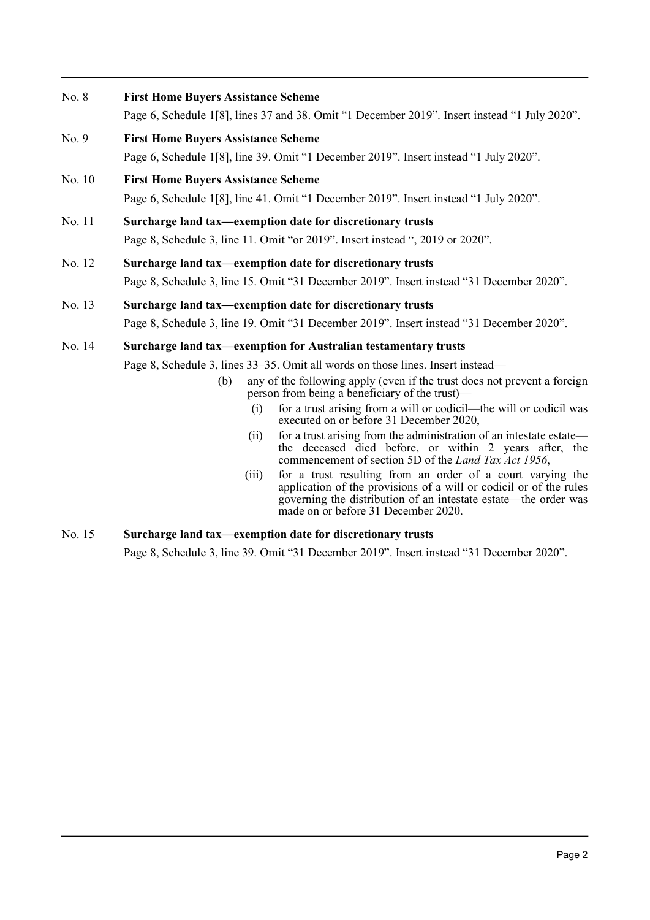No. 8 **First Home Buyers Assistance Scheme**

Page 6, Schedule 1[8], lines 37 and 38. Omit "1 December 2019". Insert instead "1 July 2020".

No. 9 **First Home Buyers Assistance Scheme**

Page 6, Schedule 1[8], line 39. Omit "1 December 2019". Insert instead "1 July 2020".

No. 10 **First Home Buyers Assistance Scheme**

Page 6, Schedule 1[8], line 41. Omit "1 December 2019". Insert instead "1 July 2020".

No. 11 **Surcharge land tax—exemption date for discretionary trusts**

Page 8, Schedule 3, line 11. Omit "or 2019". Insert instead ", 2019 or 2020".

No. 12 **Surcharge land tax—exemption date for discretionary trusts**

Page 8, Schedule 3, line 15. Omit "31 December 2019". Insert instead "31 December 2020".

No. 13 **Surcharge land tax—exemption date for discretionary trusts**

Page 8, Schedule 3, line 19. Omit "31 December 2019". Insert instead "31 December 2020".

No. 14 **Surcharge land tax—exemption for Australian testamentary trusts**

Page 8, Schedule 3, lines 33–35. Omit all words on those lines. Insert instead—

(b) any of the following apply (even if the trust does not prevent a foreign person from being a beneficiary of the trust)—

(i) for a trust arising from a will or codicil—the will or codicil was executed on or before 31 December 2020,

(ii) for a trust arising from the administration of an intestate estate—the deceased died before, or within 2 years after, the commencement of section 5D of the *Land Tax Act 1956*,

(iii) for a trust resulting from an order of a court varying the application of the provisions of a will or codicil or of the rules governing the distribution of an intestate estate—the order was made on or before 31 December 2020.

No. 15 **Surcharge land tax—exemption date for discretionary trusts**

Page 8, Schedule 3, line 39. Omit "31 December 2019". Insert instead "31 December 2020".